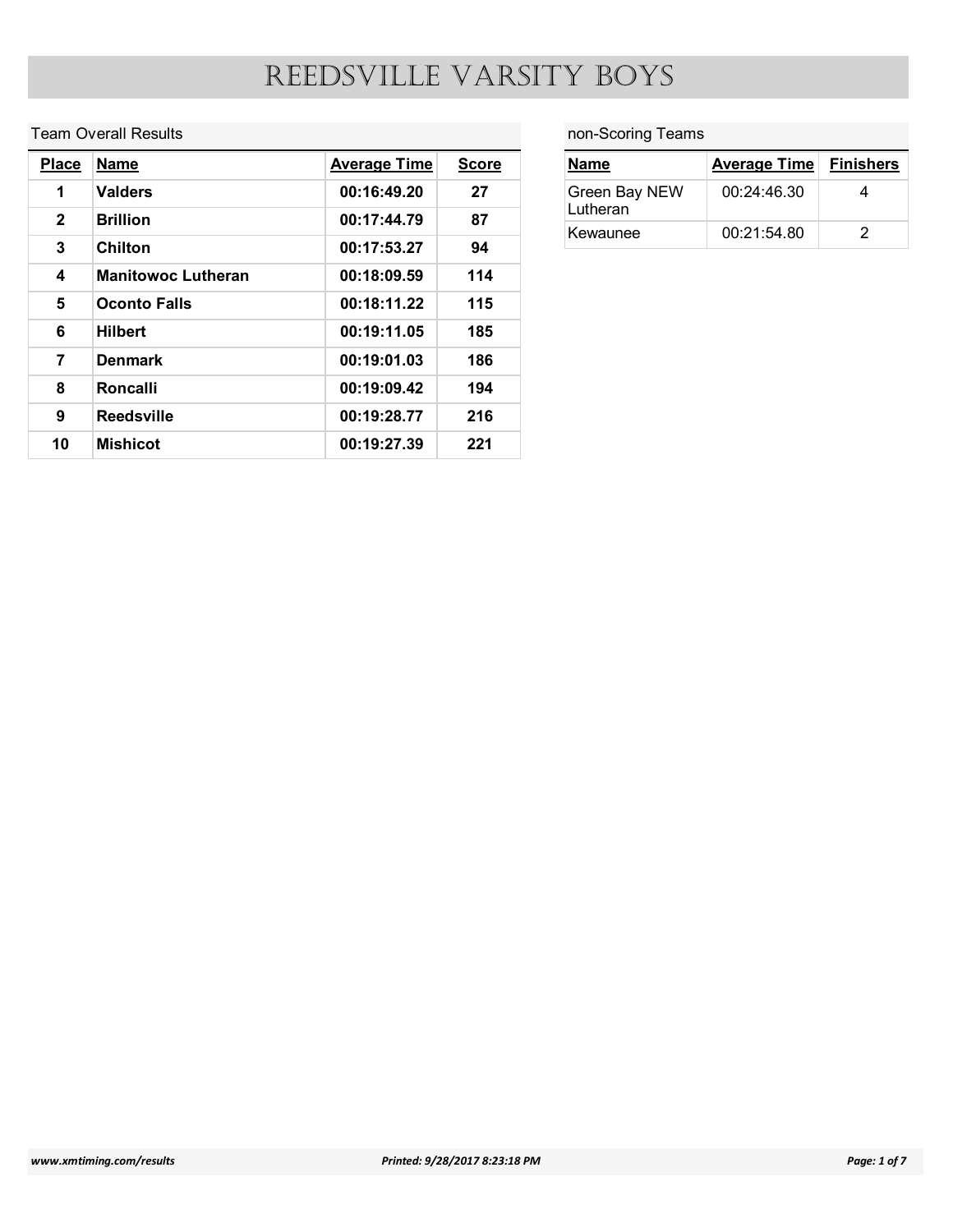# REEDSVILLE VARSITY BOYS

## Team Overall Results

| Place | Name | Average Time | Score |
|---|---|---|---|
| 1 | **Valders** | 00:16:49.20 | 27 |
| 2 | **Brillion** | 00:17:44.79 | 87 |
| 3 | **Chilton** | 00:17:53.27 | 94 |
| 4 | **Manitowoc Lutheran** | 00:18:09.59 | 114 |
| 5 | **Oconto Falls** | 00:18:11.22 | 115 |
| 6 | **Hilbert** | 00:19:11.05 | 185 |
| 7 | **Denmark** | 00:19:01.03 | 186 |
| 8 | **Roncalli** | 00:19:09.42 | 194 |
| 9 | **Reedsville** | 00:19:28.77 | 216 |
| 10 | **Mishicot** | 00:19:27.39 | 221 |

## non-Scoring Teams

| Name | Average Time | Finishers |
|---|---|---|
| Green Bay NEW Lutheran | 00:24:46.30 | 4 |
| Kewaunee | 00:21:54.80 | 2 |

*www.xmtiming.com/results* *Printed: 9/28/2017 8:23:18 PM*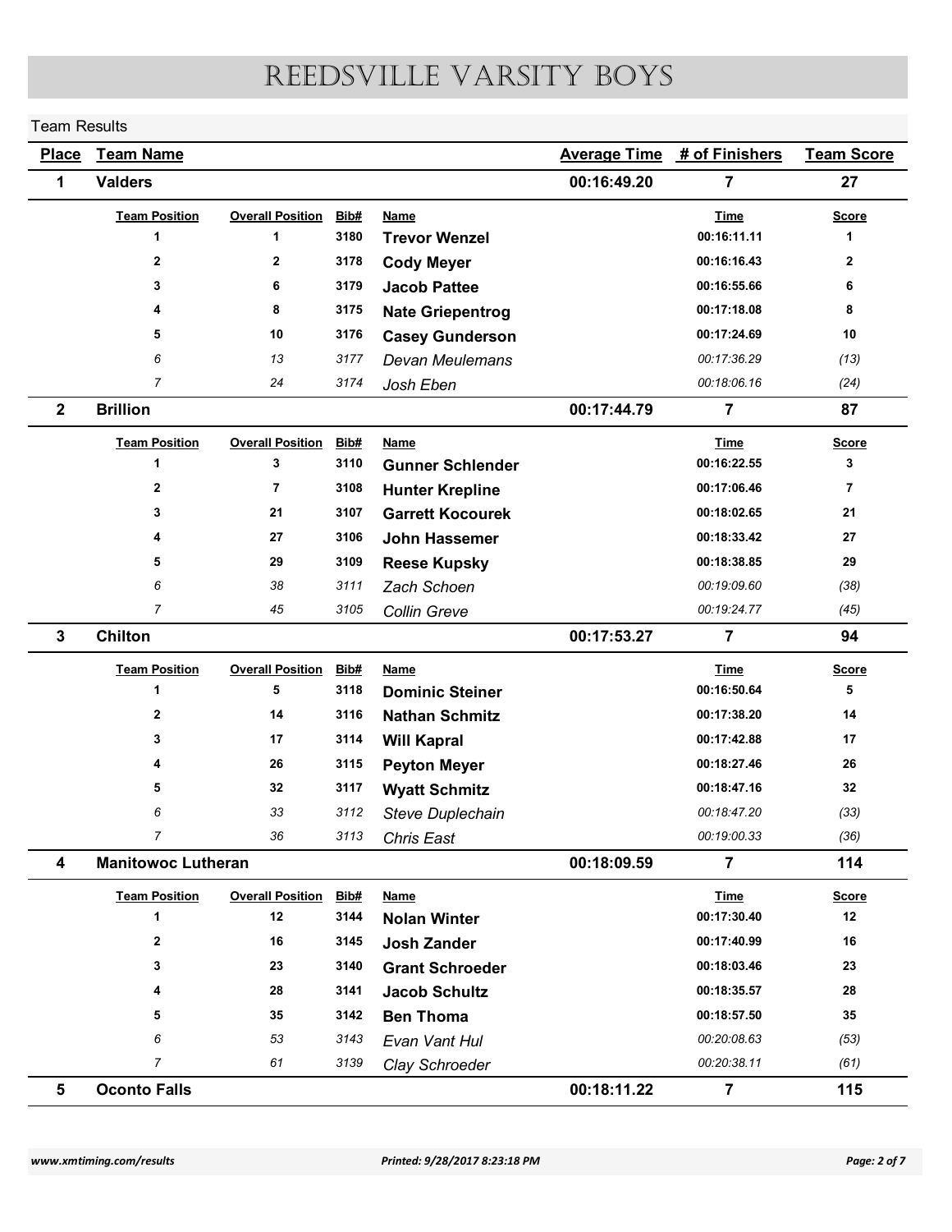# REEDSVILLE VARSITY BOYS

Team Results

| Place | Team Name | Average Time | # of Finishers | Team Score |
|---|---|---|---|---|
| 1 | Valders | 00:16:49.20 | 7 | 27 |

| Team Position | Overall Position | Bib# | Name | Time | Score |
|---|---|---|---|---|---|
| 1 | 1 | 3180 | **Trevor Wenzel** | 00:16:11.11 | 1 |
| 2 | 2 | 3178 | **Cody Meyer** | 00:16:16.43 | 2 |
| 3 | 6 | 3179 | **Jacob Pattee** | 00:16:55.66 | 6 |
| 4 | 8 | 3175 | **Nate Griepentrog** | 00:17:18.08 | 8 |
| 5 | 10 | 3176 | **Casey Gunderson** | 00:17:24.69 | 10 |
| *6* | *13* | *3177* | *Devan Meulemans* | *00:17:36.29* | *(13)* |
| *7* | *24* | *3174* | *Josh Eben* | *00:18:06.16* | *(24)* |

| Place | Team Name | Average Time | # of Finishers | Team Score |
|---|---|---|---|---|
| 2 | Brillion | 00:17:44.79 | 7 | 87 |

| Team Position | Overall Position | Bib# | Name | Time | Score |
|---|---|---|---|---|---|
| 1 | 3 | 3110 | **Gunner Schlender** | 00:16:22.55 | 3 |
| 2 | 7 | 3108 | **Hunter Krepline** | 00:17:06.46 | 7 |
| 3 | 21 | 3107 | **Garrett Kocourek** | 00:18:02.65 | 21 |
| 4 | 27 | 3106 | **John Hassemer** | 00:18:33.42 | 27 |
| 5 | 29 | 3109 | **Reese Kupsky** | 00:18:38.85 | 29 |
| *6* | *38* | *3111* | *Zach Schoen* | *00:19:09.60* | *(38)* |
| *7* | *45* | *3105* | *Collin Greve* | *00:19:24.77* | *(45)* |

| Place | Team Name | Average Time | # of Finishers | Team Score |
|---|---|---|---|---|
| 3 | Chilton | 00:17:53.27 | 7 | 94 |

| Team Position | Overall Position | Bib# | Name | Time | Score |
|---|---|---|---|---|---|
| 1 | 5 | 3118 | **Dominic Steiner** | 00:16:50.64 | 5 |
| 2 | 14 | 3116 | **Nathan Schmitz** | 00:17:38.20 | 14 |
| 3 | 17 | 3114 | **Will Kapral** | 00:17:42.88 | 17 |
| 4 | 26 | 3115 | **Peyton Meyer** | 00:18:27.46 | 26 |
| 5 | 32 | 3117 | **Wyatt Schmitz** | 00:18:47.16 | 32 |
| *6* | *33* | *3112* | *Steve Duplechain* | *00:18:47.20* | *(33)* |
| *7* | *36* | *3113* | *Chris East* | *00:19:00.33* | *(36)* |

| Place | Team Name | Average Time | # of Finishers | Team Score |
|---|---|---|---|---|
| 4 | Manitowoc Lutheran | 00:18:09.59 | 7 | 114 |

| Team Position | Overall Position | Bib# | Name | Time | Score |
|---|---|---|---|---|---|
| 1 | 12 | 3144 | **Nolan Winter** | 00:17:30.40 | 12 |
| 2 | 16 | 3145 | **Josh Zander** | 00:17:40.99 | 16 |
| 3 | 23 | 3140 | **Grant Schroeder** | 00:18:03.46 | 23 |
| 4 | 28 | 3141 | **Jacob Schultz** | 00:18:35.57 | 28 |
| 5 | 35 | 3142 | **Ben Thoma** | 00:18:57.50 | 35 |
| *6* | *53* | *3143* | *Evan Vant Hul* | *00:20:08.63* | *(53)* |
| *7* | *61* | *3139* | *Clay Schroeder* | *00:20:38.11* | *(61)* |

| Place | Team Name | Average Time | # of Finishers | Team Score |
|---|---|---|---|---|
| 5 | Oconto Falls | 00:18:11.22 | 7 | 115 |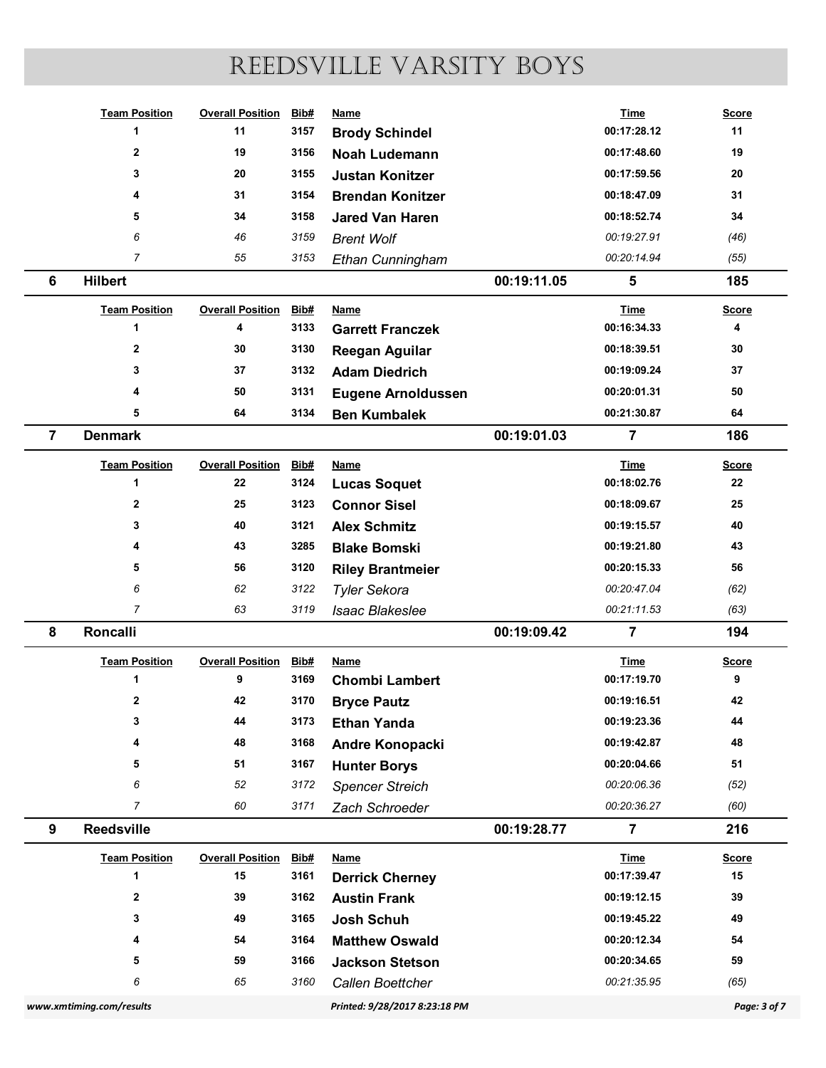# REEDSVILLE VARSITY BOYS

| Team Position | Overall Position | Bib# | Name | Time | Score |
|---|---|---|---|---|---|
| 1 | 11 | 3157 | **Brody Schindel** | 00:17:28.12 | 11 |
| 2 | 19 | 3156 | **Noah Ludemann** | 00:17:48.60 | 19 |
| 3 | 20 | 3155 | **Justan Konitzer** | 00:17:59.56 | 20 |
| 4 | 31 | 3154 | **Brendan Konitzer** | 00:18:47.09 | 31 |
| 5 | 34 | 3158 | **Jared Van Haren** | 00:18:52.74 | 34 |
| *6* | *46* | *3159* | *Brent Wolf* | *00:19:27.91* | *(46)* |
| *7* | *55* | *3153* | *Ethan Cunningham* | *00:20:14.94* | *(55)* |

| 6 | Hilbert | 00:19:11.05 | 5 | 185 |
|---|---|---|---|---|

| Team Position | Overall Position | Bib# | Name | Time | Score |
|---|---|---|---|---|---|
| 1 | 4 | 3133 | **Garrett Franczek** | 00:16:34.33 | 4 |
| 2 | 30 | 3130 | **Reegan Aguilar** | 00:18:39.51 | 30 |
| 3 | 37 | 3132 | **Adam Diedrich** | 00:19:09.24 | 37 |
| 4 | 50 | 3131 | **Eugene Arnoldussen** | 00:20:01.31 | 50 |
| 5 | 64 | 3134 | **Ben Kumbalek** | 00:21:30.87 | 64 |

| 7 | Denmark | 00:19:01.03 | 7 | 186 |
|---|---|---|---|---|

| Team Position | Overall Position | Bib# | Name | Time | Score |
|---|---|---|---|---|---|
| 1 | 22 | 3124 | **Lucas Soquet** | 00:18:02.76 | 22 |
| 2 | 25 | 3123 | **Connor Sisel** | 00:18:09.67 | 25 |
| 3 | 40 | 3121 | **Alex Schmitz** | 00:19:15.57 | 40 |
| 4 | 43 | 3285 | **Blake Bomski** | 00:19:21.80 | 43 |
| 5 | 56 | 3120 | **Riley Brantmeier** | 00:20:15.33 | 56 |
| *6* | *62* | *3122* | *Tyler Sekora* | *00:20:47.04* | *(62)* |
| *7* | *63* | *3119* | *Isaac Blakeslee* | *00:21:11.53* | *(63)* |

| 8 | Roncalli | 00:19:09.42 | 7 | 194 |
|---|---|---|---|---|

| Team Position | Overall Position | Bib# | Name | Time | Score |
|---|---|---|---|---|---|
| 1 | 9 | 3169 | **Chombi Lambert** | 00:17:19.70 | 9 |
| 2 | 42 | 3170 | **Bryce Pautz** | 00:19:16.51 | 42 |
| 3 | 44 | 3173 | **Ethan Yanda** | 00:19:23.36 | 44 |
| 4 | 48 | 3168 | **Andre Konopacki** | 00:19:42.87 | 48 |
| 5 | 51 | 3167 | **Hunter Borys** | 00:20:04.66 | 51 |
| *6* | *52* | *3172* | *Spencer Streich* | *00:20:06.36* | *(52)* |
| *7* | *60* | *3171* | *Zach Schroeder* | *00:20:36.27* | *(60)* |

| 9 | Reedsville | 00:19:28.77 | 7 | 216 |
|---|---|---|---|---|

| Team Position | Overall Position | Bib# | Name | Time | Score |
|---|---|---|---|---|---|
| 1 | 15 | 3161 | **Derrick Cherney** | 00:17:39.47 | 15 |
| 2 | 39 | 3162 | **Austin Frank** | 00:19:12.15 | 39 |
| 3 | 49 | 3165 | **Josh Schuh** | 00:19:45.22 | 49 |
| 4 | 54 | 3164 | **Matthew Oswald** | 00:20:12.34 | 54 |
| 5 | 59 | 3166 | **Jackson Stetson** | 00:20:34.65 | 59 |
| *6* | *65* | *3160* | *Callen Boettcher* | *00:21:35.95* | *(65)* |

www.xmtiming.com/results — Printed: 9/28/2017 8:23:18 PM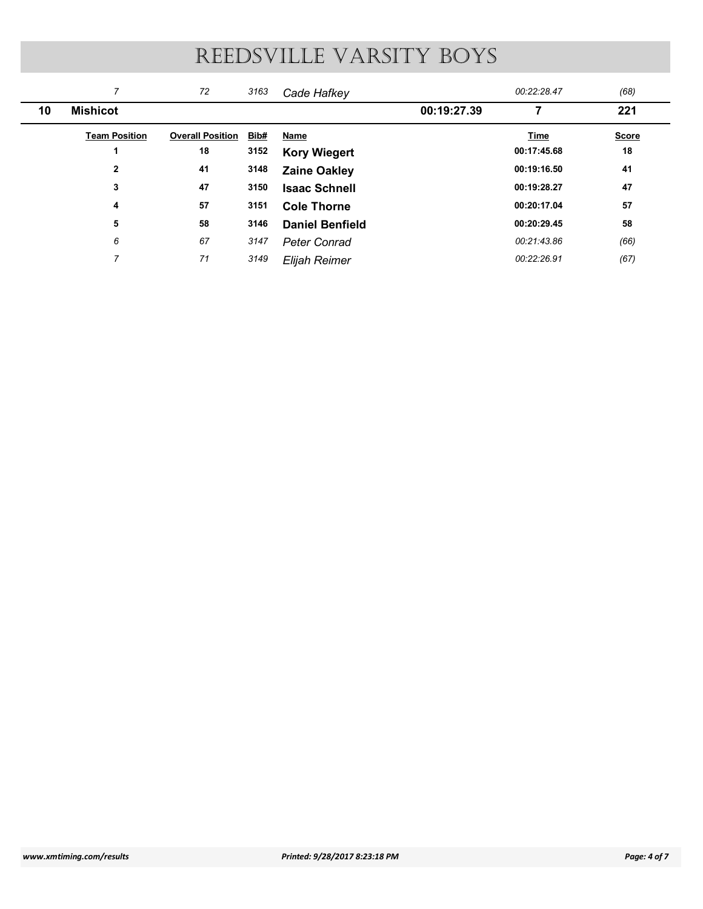# REEDSVILLE VARSITY BOYS

| | Team Position | Overall Position | Bib# | Name | | Time | Score |
|---|---|---|---|---|---|---|---|
| | *7* | *72* | *3163* | *Cade Hafkey* | | *00:22:28.47* | *(68)* |
| **10** | **Mishicot** | | | | **00:19:27.39** | **7** | **221** |
| | **Team Position** | **Overall Position** | **Bib#** | **Name** | | **Time** | **Score** |
| | **1** | **18** | **3152** | **Kory Wiegert** | | **00:17:45.68** | **18** |
| | **2** | **41** | **3148** | **Zaine Oakley** | | **00:19:16.50** | **41** |
| | **3** | **47** | **3150** | **Isaac Schnell** | | **00:19:28.27** | **47** |
| | **4** | **57** | **3151** | **Cole Thorne** | | **00:20:17.04** | **57** |
| | **5** | **58** | **3146** | **Daniel Benfield** | | **00:20:29.45** | **58** |
| | *6* | *67* | *3147* | *Peter Conrad* | | *00:21:43.86* | *(66)* |
| | *7* | *71* | *3149* | *Elijah Reimer* | | *00:22:26.91* | *(67)* |

www.xmtiming.com/results

Printed: 9/28/2017 8:23:18 PM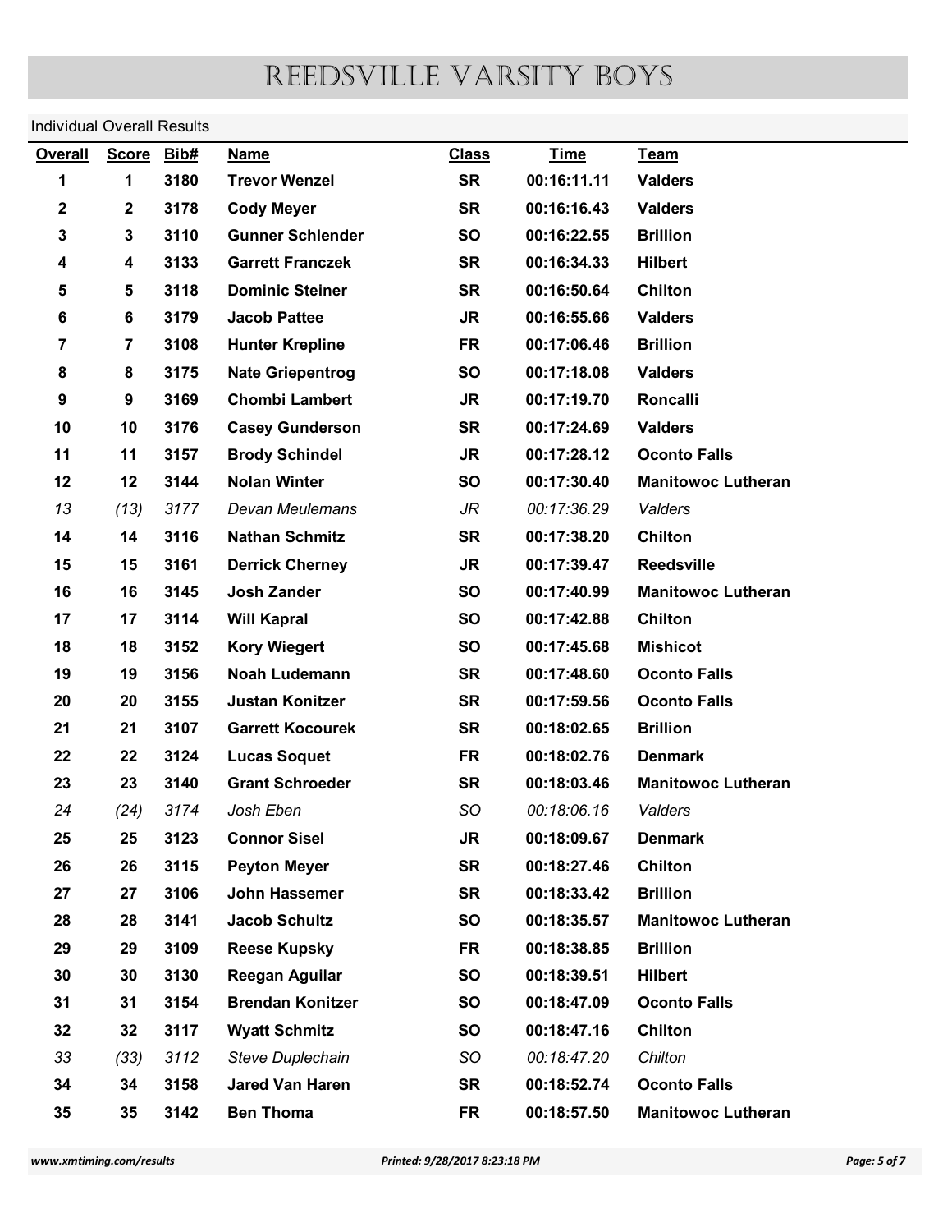# REEDSVILLE VARSITY BOYS

Individual Overall Results

| Overall | Score | Bib# | Name | Class | Time | Team |
|---|---|---|---|---|---|---|
| 1 | 1 | 3180 | Trevor Wenzel | SR | 00:16:11.11 | Valders |
| 2 | 2 | 3178 | Cody Meyer | SR | 00:16:16.43 | Valders |
| 3 | 3 | 3110 | Gunner Schlender | SO | 00:16:22.55 | Brillion |
| 4 | 4 | 3133 | Garrett Franczek | SR | 00:16:34.33 | Hilbert |
| 5 | 5 | 3118 | Dominic Steiner | SR | 00:16:50.64 | Chilton |
| 6 | 6 | 3179 | Jacob Pattee | JR | 00:16:55.66 | Valders |
| 7 | 7 | 3108 | Hunter Krepline | FR | 00:17:06.46 | Brillion |
| 8 | 8 | 3175 | Nate Griepentrog | SO | 00:17:18.08 | Valders |
| 9 | 9 | 3169 | Chombi Lambert | JR | 00:17:19.70 | Roncalli |
| 10 | 10 | 3176 | Casey Gunderson | SR | 00:17:24.69 | Valders |
| 11 | 11 | 3157 | Brody Schindel | JR | 00:17:28.12 | Oconto Falls |
| 12 | 12 | 3144 | Nolan Winter | SO | 00:17:30.40 | Manitowoc Lutheran |
| 13 | (13) | 3177 | Devan Meulemans | JR | 00:17:36.29 | Valders |
| 14 | 14 | 3116 | Nathan Schmitz | SR | 00:17:38.20 | Chilton |
| 15 | 15 | 3161 | Derrick Cherney | JR | 00:17:39.47 | Reedsville |
| 16 | 16 | 3145 | Josh Zander | SO | 00:17:40.99 | Manitowoc Lutheran |
| 17 | 17 | 3114 | Will Kapral | SO | 00:17:42.88 | Chilton |
| 18 | 18 | 3152 | Kory Wiegert | SO | 00:17:45.68 | Mishicot |
| 19 | 19 | 3156 | Noah Ludemann | SR | 00:17:48.60 | Oconto Falls |
| 20 | 20 | 3155 | Justan Konitzer | SR | 00:17:59.56 | Oconto Falls |
| 21 | 21 | 3107 | Garrett Kocourek | SR | 00:18:02.65 | Brillion |
| 22 | 22 | 3124 | Lucas Soquet | FR | 00:18:02.76 | Denmark |
| 23 | 23 | 3140 | Grant Schroeder | SR | 00:18:03.46 | Manitowoc Lutheran |
| 24 | (24) | 3174 | Josh Eben | SO | 00:18:06.16 | Valders |
| 25 | 25 | 3123 | Connor Sisel | JR | 00:18:09.67 | Denmark |
| 26 | 26 | 3115 | Peyton Meyer | SR | 00:18:27.46 | Chilton |
| 27 | 27 | 3106 | John Hassemer | SR | 00:18:33.42 | Brillion |
| 28 | 28 | 3141 | Jacob Schultz | SO | 00:18:35.57 | Manitowoc Lutheran |
| 29 | 29 | 3109 | Reese Kupsky | FR | 00:18:38.85 | Brillion |
| 30 | 30 | 3130 | Reegan Aguilar | SO | 00:18:39.51 | Hilbert |
| 31 | 31 | 3154 | Brendan Konitzer | SO | 00:18:47.09 | Oconto Falls |
| 32 | 32 | 3117 | Wyatt Schmitz | SO | 00:18:47.16 | Chilton |
| 33 | (33) | 3112 | Steve Duplechain | SO | 00:18:47.20 | Chilton |
| 34 | 34 | 3158 | Jared Van Haren | SR | 00:18:52.74 | Oconto Falls |
| 35 | 35 | 3142 | Ben Thoma | FR | 00:18:57.50 | Manitowoc Lutheran |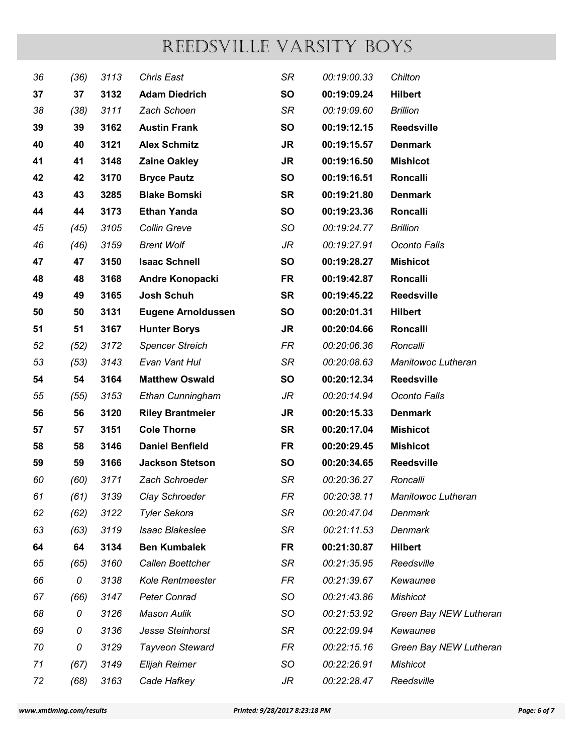# REEDSVILLE VARSITY BOYS

| | | | | | | |
|---|---|---|---|---|---|---|
| *36* | *(36)* | *3113* | *Chris East* | *SR* | *00:19:00.33* | *Chilton* |
| **37** | **37** | **3132** | **Adam Diedrich** | **SO** | **00:19:09.24** | **Hilbert** |
| *38* | *(38)* | *3111* | *Zach Schoen* | *SR* | *00:19:09.60* | *Brillion* |
| **39** | **39** | **3162** | **Austin Frank** | **SO** | **00:19:12.15** | **Reedsville** |
| **40** | **40** | **3121** | **Alex Schmitz** | **JR** | **00:19:15.57** | **Denmark** |
| **41** | **41** | **3148** | **Zaine Oakley** | **JR** | **00:19:16.50** | **Mishicot** |
| **42** | **42** | **3170** | **Bryce Pautz** | **SO** | **00:19:16.51** | **Roncalli** |
| **43** | **43** | **3285** | **Blake Bomski** | **SR** | **00:19:21.80** | **Denmark** |
| **44** | **44** | **3173** | **Ethan Yanda** | **SO** | **00:19:23.36** | **Roncalli** |
| *45* | *(45)* | *3105* | *Collin Greve* | *SO* | *00:19:24.77* | *Brillion* |
| *46* | *(46)* | *3159* | *Brent Wolf* | *JR* | *00:19:27.91* | *Oconto Falls* |
| **47** | **47** | **3150** | **Isaac Schnell** | **SO** | **00:19:28.27** | **Mishicot** |
| **48** | **48** | **3168** | **Andre Konopacki** | **FR** | **00:19:42.87** | **Roncalli** |
| **49** | **49** | **3165** | **Josh Schuh** | **SR** | **00:19:45.22** | **Reedsville** |
| **50** | **50** | **3131** | **Eugene Arnoldussen** | **SO** | **00:20:01.31** | **Hilbert** |
| **51** | **51** | **3167** | **Hunter Borys** | **JR** | **00:20:04.66** | **Roncalli** |
| *52* | *(52)* | *3172* | *Spencer Streich* | *FR* | *00:20:06.36* | *Roncalli* |
| *53* | *(53)* | *3143* | *Evan Vant Hul* | *SR* | *00:20:08.63* | *Manitowoc Lutheran* |
| **54** | **54** | **3164** | **Matthew Oswald** | **SO** | **00:20:12.34** | **Reedsville** |
| *55* | *(55)* | *3153* | *Ethan Cunningham* | *JR* | *00:20:14.94* | *Oconto Falls* |
| **56** | **56** | **3120** | **Riley Brantmeier** | **JR** | **00:20:15.33** | **Denmark** |
| **57** | **57** | **3151** | **Cole Thorne** | **SR** | **00:20:17.04** | **Mishicot** |
| **58** | **58** | **3146** | **Daniel Benfield** | **FR** | **00:20:29.45** | **Mishicot** |
| **59** | **59** | **3166** | **Jackson Stetson** | **SO** | **00:20:34.65** | **Reedsville** |
| *60* | *(60)* | *3171* | *Zach Schroeder* | *SR* | *00:20:36.27* | *Roncalli* |
| *61* | *(61)* | *3139* | *Clay Schroeder* | *FR* | *00:20:38.11* | *Manitowoc Lutheran* |
| *62* | *(62)* | *3122* | *Tyler Sekora* | *SR* | *00:20:47.04* | *Denmark* |
| *63* | *(63)* | *3119* | *Isaac Blakeslee* | *SR* | *00:21:11.53* | *Denmark* |
| **64** | **64** | **3134** | **Ben Kumbalek** | **FR** | **00:21:30.87** | **Hilbert** |
| *65* | *(65)* | *3160* | *Callen Boettcher* | *SR* | *00:21:35.95* | *Reedsville* |
| *66* | *0* | *3138* | *Kole Rentmeester* | *FR* | *00:21:39.67* | *Kewaunee* |
| *67* | *(66)* | *3147* | *Peter Conrad* | *SO* | *00:21:43.86* | *Mishicot* |
| *68* | *0* | *3126* | *Mason Aulik* | *SO* | *00:21:53.92* | *Green Bay NEW Lutheran* |
| *69* | *0* | *3136* | *Jesse Steinhorst* | *SR* | *00:22:09.94* | *Kewaunee* |
| *70* | *0* | *3129* | *Tayveon Steward* | *FR* | *00:22:15.16* | *Green Bay NEW Lutheran* |
| *71* | *(67)* | *3149* | *Elijah Reimer* | *SO* | *00:22:26.91* | *Mishicot* |
| *72* | *(68)* | *3163* | *Cade Hafkey* | *JR* | *00:22:28.47* | *Reedsville* |

*www.xmtiming.com/results* *Printed: 9/28/2017 8:23:18 PM*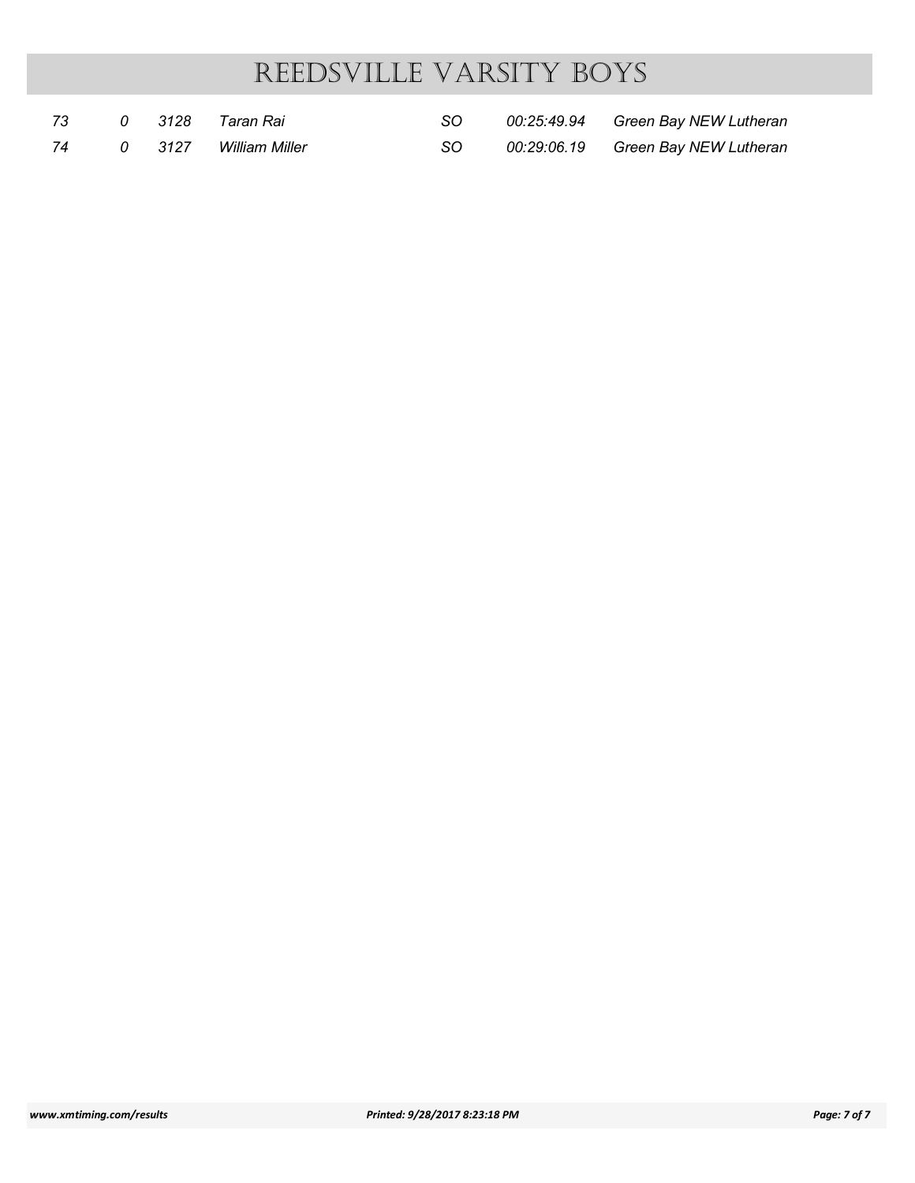# REEDSVILLE VARSITY BOYS

| | | | | | | |
|---|---|---|---|---|---|---|
| *73* | *0* | *3128* | *Taran Rai* | *SO* | *00:25:49.94* | *Green Bay NEW Lutheran* |
| *74* | *0* | *3127* | *William Miller* | *SO* | *00:29:06.19* | *Green Bay NEW Lutheran* |

***www.xmtiming.com/results*** ***Printed: 9/28/2017 8:23:18 PM***